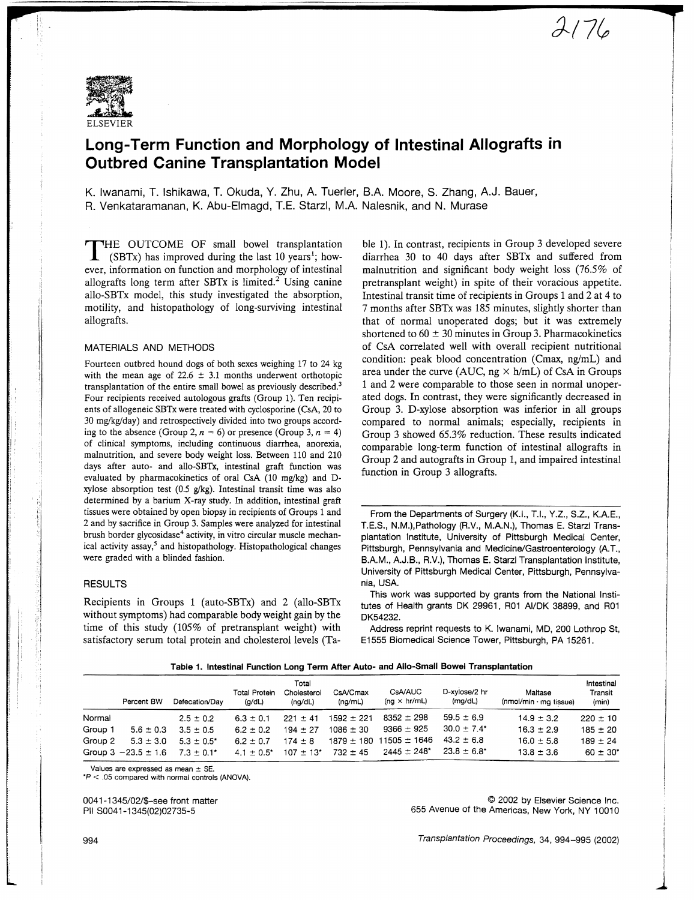# Long-Term Function and Morphology of Intestinal Allografts in Outbred Canine Transplantation Model

K. Iwanami, T. Ishikawa, T. Okuda, Y. Zhu, A. Tuerler, B.A. Moore, S. Zhang, A.J. Bauer, R. Venkataramanan, K. Abu-Elmagd, T.E. Starzl, M.A. Nalesnik, and N. Murase

THE OUTCOME OF small bowel transplantation (SBTx) has improved during the last 10 years[1]; however, information on function and morphology of intestinal allografts long term after SBTx is limited.[2] Using canine allo-SBTx model, this study investigated the absorption, motility, and histopathology of long-surviving intestinal allografts.

## MATERIALS AND METHODS

Fourteen outbred hound dogs of both sexes weighing 17 to 24 kg with the mean age of 22.6 ± 3.1 months underwent orthotopic transplantation of the entire small bowel as previously described.[3] Four recipients received autologous grafts (Group 1). Ten recipients of allogeneic SBTx were treated with cyclosporine (CsA, 20 to 30 mg/kg/day) and retrospectively divided into two groups according to the absence (Group 2, $n = 6$) or presence (Group 3, $n = 4$) of clinical symptoms, including continuous diarrhea, anorexia, malnutrition, and severe body weight loss. Between 110 and 210 days after auto- and allo-SBTx, intestinal graft function was evaluated by pharmacokinetics of oral CsA (10 mg/kg) and D-xylose absorption test (0.5 g/kg). Intestinal transit time was also determined by a barium X-ray study. In addition, intestinal graft tissues were obtained by open biopsy in recipients of Groups 1 and 2 and by sacrifice in Group 3. Samples were analyzed for intestinal brush border glycosidase[4] activity, in vitro circular muscle mechanical activity assay,[5] and histopathology. Histopathological changes were graded with a blinded fashion.

## RESULTS

Recipients in Groups 1 (auto-SBTx) and 2 (allo-SBTx without symptoms) had comparable body weight gain by the time of this study (105% of pretransplant weight) with satisfactory serum total protein and cholesterol levels (Table 1). In contrast, recipients in Group 3 developed severe diarrhea 30 to 40 days after SBTx and suffered from malnutrition and significant body weight loss (76.5% of pretransplant weight) in spite of their voracious appetite. Intestinal transit time of recipients in Groups 1 and 2 at 4 to 7 months after SBTx was 185 minutes, slightly shorter than that of normal unoperated dogs; but it was extremely shortened to 60 ± 30 minutes in Group 3. Pharmacokinetics of CsA correlated well with overall recipient nutritional condition: peak blood concentration (Cmax, ng/mL) and area under the curve (AUC, ng × h/mL) of CsA in Groups 1 and 2 were comparable to those seen in normal unoperated dogs. In contrast, they were significantly decreased in Group 3. D-xylose absorption was inferior in all groups compared to normal animals; especially, recipients in Group 3 showed 65.3% reduction. These results indicated comparable long-term function of intestinal allografts in Group 2 and autografts in Group 1, and impaired intestinal function in Group 3 allografts.

From the Departments of Surgery (K.I., T.I., Y.Z., S.Z., K.A.E., T.E.S., N.M.),Pathology (R.V., M.A.N.), Thomas E. Starzl Transplantation Institute, University of Pittsburgh Medical Center, Pittsburgh, Pennsylvania and Medicine/Gastroenterology (A.T., B.A.M., A.J.B., R.V.), Thomas E. Starzl Transplantation Institute, University of Pittsburgh Medical Center, Pittsburgh, Pennsylvania, USA.

This work was supported by grants from the National Institutes of Health grants DK 29961, R01 AI/DK 38899, and R01 DK54232.

Address reprint requests to K. Iwanami, MD, 200 Lothrop St, E1555 Biomedical Science Tower, Pittsburgh, PA 15261.

**Table 1. Intestinal Function Long Term After Auto- and Allo-Small Bowel Transplantation**

| | Percent BW | Defecation/Day | Total Protein (g/dL) | Total Cholesterol (ng/dL) | CsA/Cmax (ng/mL) | CsA/AUC (ng × hr/mL) | D-xylose/2 hr (mg/dL) | Maltase (nmol/min · mg tissue) | Intestinal Transit (min) |
|---|---|---|---|---|---|---|---|---|---|
| Normal | | 2.5 ± 0.2 | 6.3 ± 0.1 | 221 ± 41 | 1592 ± 221 | 8352 ± 298 | 59.5 ± 6.9 | 14.9 ± 3.2 | 220 ± 10 |
| Group 1 | 5.6 ± 0.3 | 3.5 ± 0.5 | 6.2 ± 0.2 | 194 ± 27 | 1086 ± 30 | 9366 ± 925 | 30.0 ± 7.4* | 16.3 ± 2.9 | 185 ± 20 |
| Group 2 | 5.3 ± 3.0 | 5.3 ± 0.5* | 6.2 ± 0.7 | 174 ± 8 | 1879 ± 180 | 11505 ± 1646 | 43.2 ± 6.8 | 16.0 ± 5.8 | 189 ± 24 |
| Group 3 | −23.5 ± 1.6 | 7.3 ± 0.1* | 4.1 ± 0.5* | 107 ± 13* | 732 ± 45 | 2445 ± 248* | 23.8 ± 6.8* | 13.8 ± 3.6 | 60 ± 30* |

Values are expressed as mean ± SE.
*$P < .05$ compared with normal controls (ANOVA).

0041-1345/02/$–see front matter
PII S0041-1345(02)02735-5

© 2002 by Elsevier Science Inc.
655 Avenue of the Americas, New York, NY 10010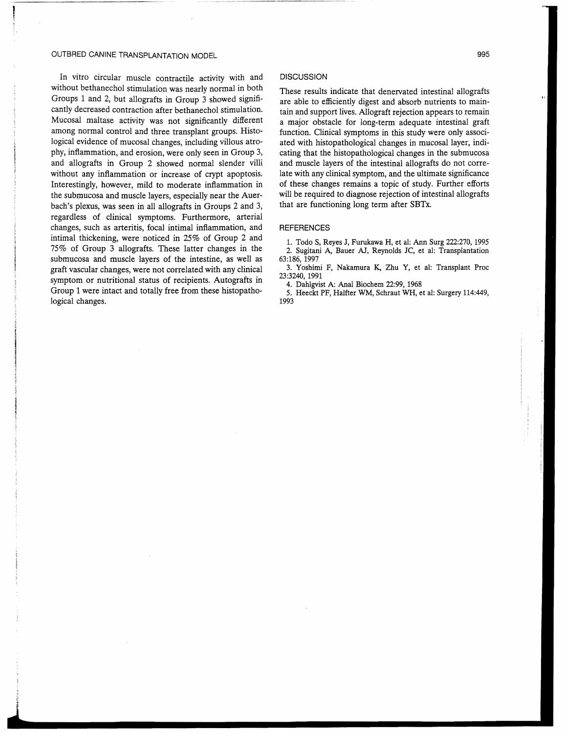In vitro circular muscle contractile activity with and without bethanechol stimulation was nearly normal in both Groups 1 and 2, but allografts in Group 3 showed significantly decreased contraction after bethanechol stimulation. Mucosal maltase activity was not significantly different among normal control and three transplant groups. Histological evidence of mucosal changes, including villous atrophy, inflammation, and erosion, were only seen in Group 3, and allografts in Group 2 showed normal slender villi without any inflammation or increase of crypt apoptosis. Interestingly, however, mild to moderate inflammation in the submucosa and muscle layers, especially near the Auerbach's plexus, was seen in all allografts in Groups 2 and 3, regardless of clinical symptoms. Furthermore, arterial changes, such as arteritis, focal intimal inflammation, and intimal thickening, were noticed in 25% of Group 2 and 75% of Group 3 allografts. These latter changes in the submucosa and muscle layers of the intestine, as well as graft vascular changes, were not correlated with any clinical symptom or nutritional status of recipients. Autografts in Group 1 were intact and totally free from these histopathological changes.

## DISCUSSION

These results indicate that denervated intestinal allografts are able to efficiently digest and absorb nutrients to maintain and support lives. Allograft rejection appears to remain a major obstacle for long-term adequate intestinal graft function. Clinical symptoms in this study were only associated with histopathological changes in mucosal layer, indicating that the histopathological changes in the submucosa and muscle layers of the intestinal allografts do not correlate with any clinical symptom, and the ultimate significance of these changes remains a topic of study. Further efforts will be required to diagnose rejection of intestinal allografts that are functioning long term after SBTx.

## REFERENCES

1. Todo S, Reyes J, Furukawa H, et al: Ann Surg 222:270, 1995
2. Sugitani A, Bauer AJ, Reynolds JC, et al: Transplantation 63:186, 1997
3. Yoshimi F, Nakamura K, Zhu Y, et al: Transplant Proc 23:3240, 1991
4. Dahlqvist A: Anal Biochem 22:99, 1968
5. Heeckt PF, Halfter WM, Schraut WH, et al: Surgery 114:449, 1993